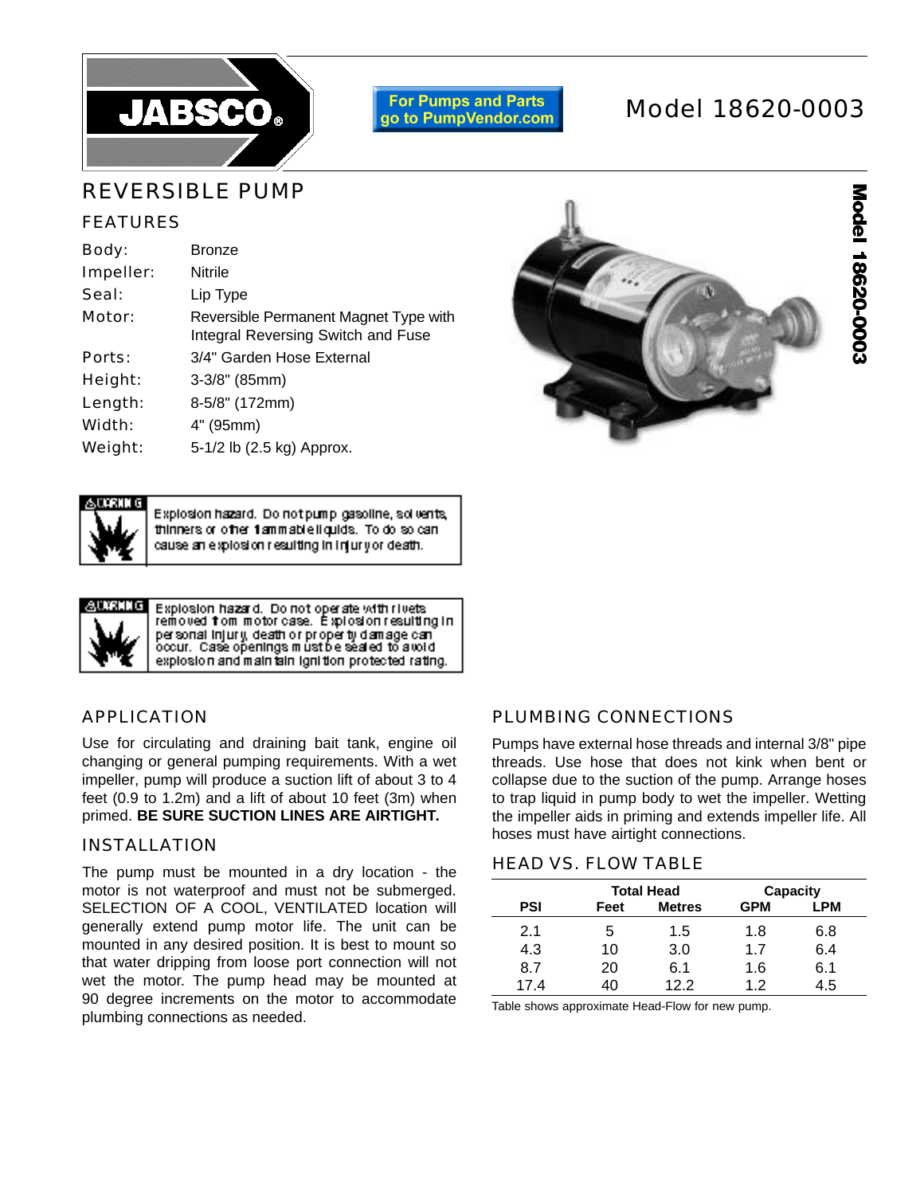For Pumps and Parts go to PumpVendor.com

# Model 18620-0003

## REVERSIBLE PUMP

### FEATURES

| | |
|---|---|
| Body: | Bronze |
| Impeller: | Nitrile |
| Seal: | Lip Type |
| Motor: | Reversible Permanent Magnet Type with Integral Reversing Switch and Fuse |
| Ports: | 3/4" Garden Hose External |
| Height: | 3-3/8" (85mm) |
| Length: | 8-5/8" (172mm) |
| Width: | 4" (95mm) |
| Weight: | 5-1/2 lb (2.5 kg) Approx. |

**WARNING**

Explosion hazard. Do not pump gasoline, solvents, thinners or other flammable liquids. To do so can cause an explosion resulting in injury or death.

**WARNING**

Explosion hazard. Do not operate with rivets removed from motor case. Explosion resulting in personal injury, death or property damage can occur. Case openings must be sealed to avoid explosion and maintain ignition protected rating.

### APPLICATION

Use for circulating and draining bait tank, engine oil changing or general pumping requirements. With a wet impeller, pump will produce a suction lift of about 3 to 4 feet (0.9 to 1.2m) and a lift of about 10 feet (3m) when primed. **BE SURE SUCTION LINES ARE AIRTIGHT.**

### INSTALLATION

The pump must be mounted in a dry location - the motor is not waterproof and must not be submerged. SELECTION OF A COOL, VENTILATED location will generally extend pump motor life. The unit can be mounted in any desired position. It is best to mount so that water dripping from loose port connection will not wet the motor. The pump head may be mounted at 90 degree increments on the motor to accommodate plumbing connections as needed.

### PLUMBING CONNECTIONS

Pumps have external hose threads and internal 3/8" pipe threads. Use hose that does not kink when bent or collapse due to the suction of the pump. Arrange hoses to trap liquid in pump body to wet the impeller. Wetting the impeller aids in priming and extends impeller life. All hoses must have airtight connections.

### HEAD VS. FLOW TABLE

| | Total Head | | Capacity | |
|---|---|---|---|---|
| **PSI** | **Feet** | **Metres** | **GPM** | **LPM** |
| 2.1 | 5 | 1.5 | 1.8 | 6.8 |
| 4.3 | 10 | 3.0 | 1.7 | 6.4 |
| 8.7 | 20 | 6.1 | 1.6 | 6.1 |
| 17.4 | 40 | 12.2 | 1.2 | 4.5 |

Table shows approximate Head-Flow for new pump.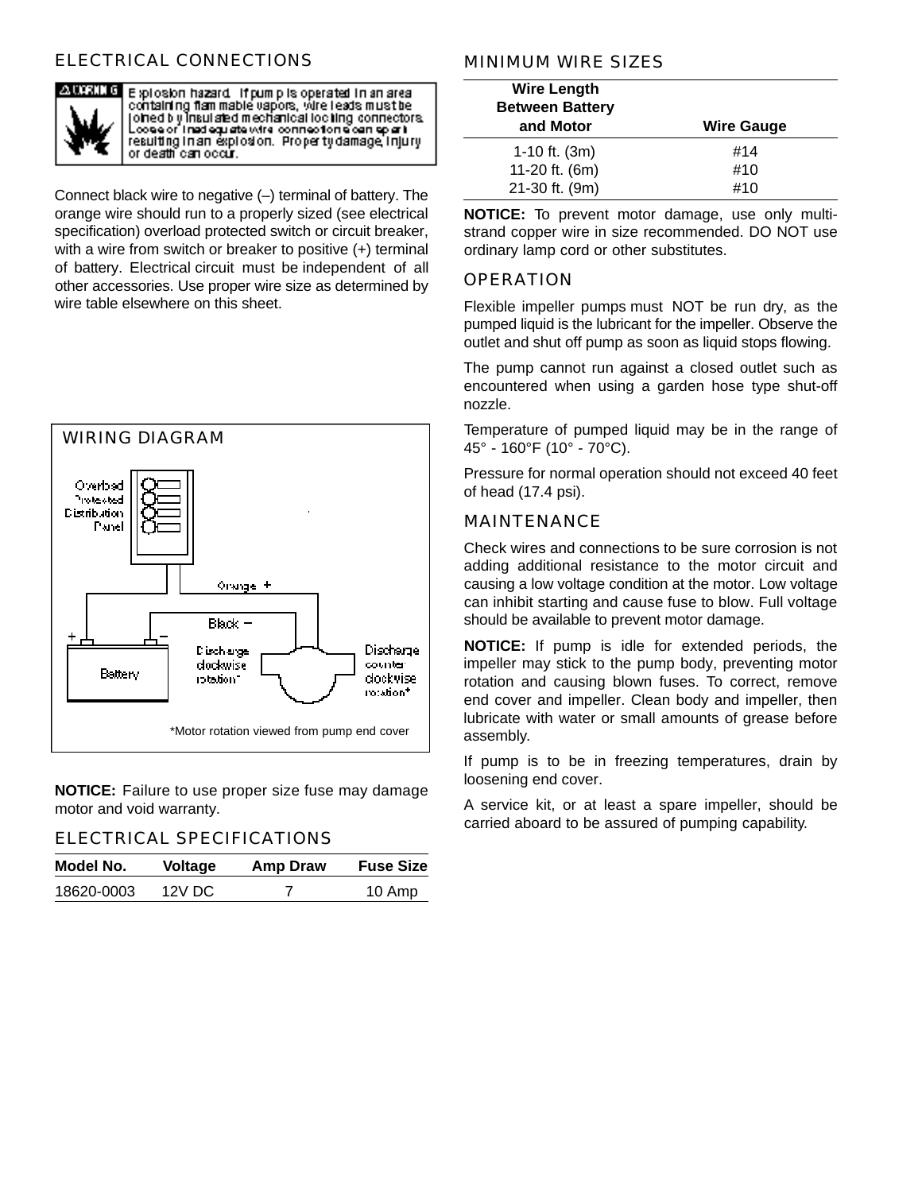## ELECTRICAL CONNECTIONS

**⚠ WARNING** Explosion hazard. If pump is operated in an area containing flammable vapors, wire leads must be joined by insulated mechanical locking connectors. Loose or inadequate wire connections can spark resulting in an explosion. Property damage, injury or death can occur.

Connect black wire to negative (–) terminal of battery. The orange wire should run to a properly sized (see electrical specification) overload protected switch or circuit breaker, with a wire from switch or breaker to positive (+) terminal of battery. Electrical circuit must be independent of all other accessories. Use proper wire size as determined by wire table elsewhere on this sheet.

## WIRING DIAGRAM

Overload Protected Distribution Panel

Orange +

Black –

Battery

Discharge clockwise rotation*

Discharge counter clockwise rotation*

*Motor rotation viewed from pump end cover

**NOTICE:** Failure to use proper size fuse may damage motor and void warranty.

## ELECTRICAL SPECIFICATIONS

| Model No. | Voltage | Amp Draw | Fuse Size |
|---|---|---|---|
| 18620-0003 | 12V DC | 7 | 10 Amp |

## MINIMUM WIRE SIZES

| Wire Length Between Battery and Motor | Wire Gauge |
|---|---|
| 1-10 ft. (3m) | #14 |
| 11-20 ft. (6m) | #10 |
| 21-30 ft. (9m) | #10 |

**NOTICE:** To prevent motor damage, use only multi-strand copper wire in size recommended. DO NOT use ordinary lamp cord or other substitutes.

## OPERATION

Flexible impeller pumps must NOT be run dry, as the pumped liquid is the lubricant for the impeller. Observe the outlet and shut off pump as soon as liquid stops flowing.

The pump cannot run against a closed outlet such as encountered when using a garden hose type shut-off nozzle.

Temperature of pumped liquid may be in the range of 45° - 160°F (10° - 70°C).

Pressure for normal operation should not exceed 40 feet of head (17.4 psi).

## MAINTENANCE

Check wires and connections to be sure corrosion is not adding additional resistance to the motor circuit and causing a low voltage condition at the motor. Low voltage can inhibit starting and cause fuse to blow. Full voltage should be available to prevent motor damage.

**NOTICE:** If pump is idle for extended periods, the impeller may stick to the pump body, preventing motor rotation and causing blown fuses. To correct, remove end cover and impeller. Clean body and impeller, then lubricate with water or small amounts of grease before assembly.

If pump is to be in freezing temperatures, drain by loosening end cover.

A service kit, or at least a spare impeller, should be carried aboard to be assured of pumping capability.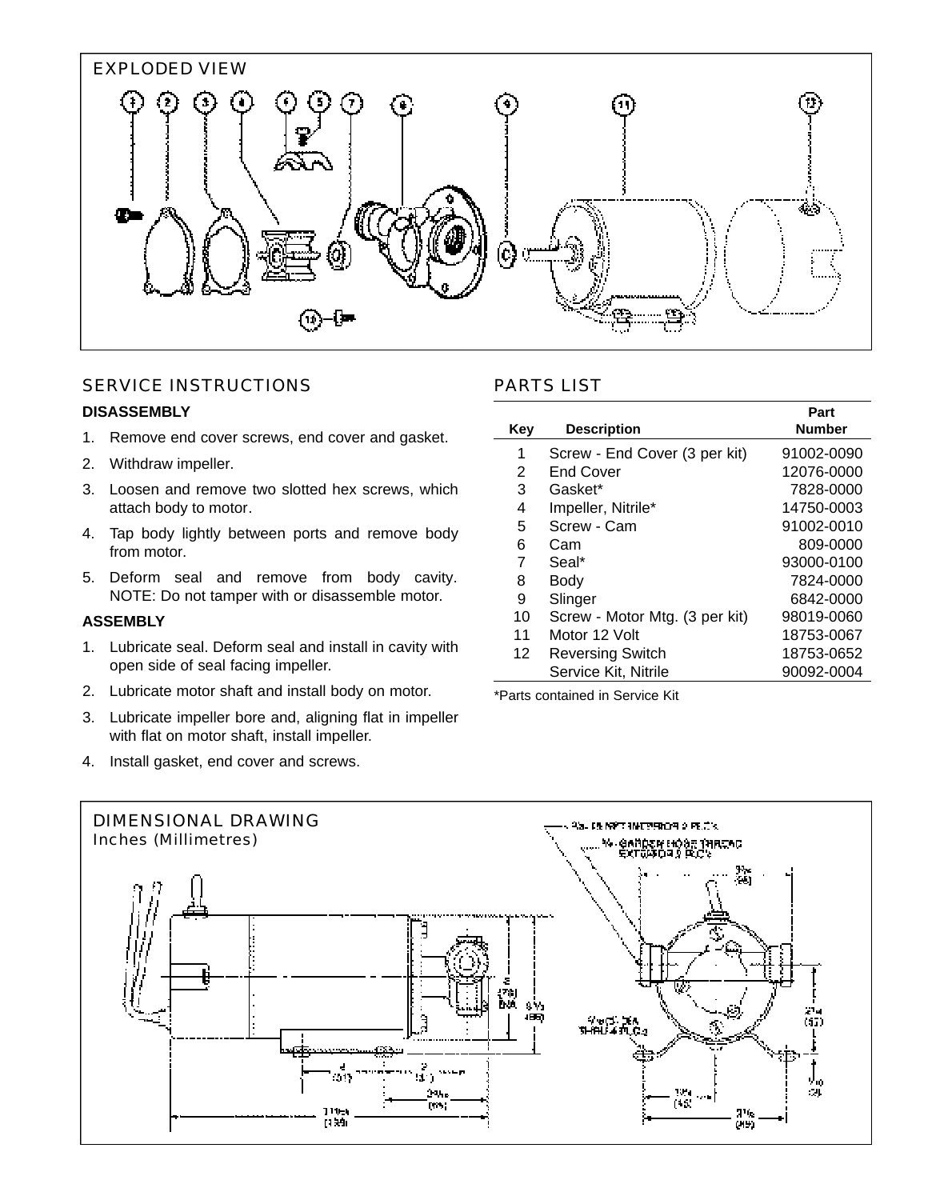## EXPLODED VIEW

## SERVICE INSTRUCTIONS

### DISASSEMBLY

1. Remove end cover screws, end cover and gasket.
2. Withdraw impeller.
3. Loosen and remove two slotted hex screws, which attach body to motor.
4. Tap body lightly between ports and remove body from motor.
5. Deform seal and remove from body cavity. NOTE: Do not tamper with or disassemble motor.

### ASSEMBLY

1. Lubricate seal. Deform seal and install in cavity with open side of seal facing impeller.
2. Lubricate motor shaft and install body on motor.
3. Lubricate impeller bore and, aligning flat in impeller with flat on motor shaft, install impeller.
4. Install gasket, end cover and screws.

## PARTS LIST

| Key | Description | Part Number |
|---|---|---|
| 1 | Screw - End Cover (3 per kit) | 91002-0090 |
| 2 | End Cover | 12076-0000 |
| 3 | Gasket* | 7828-0000 |
| 4 | Impeller, Nitrile* | 14750-0003 |
| 5 | Screw - Cam | 91002-0010 |
| 6 | Cam | 809-0000 |
| 7 | Seal* | 93000-0100 |
| 8 | Body | 7824-0000 |
| 9 | Slinger | 6842-0000 |
| 10 | Screw - Motor Mtg. (3 per kit) | 98019-0060 |
| 11 | Motor 12 Volt | 18753-0067 |
| 12 | Reversing Switch | 18753-0652 |
| | Service Kit, Nitrile | 90092-0004 |

*Parts contained in Service Kit

## DIMENSIONAL DRAWING

Inches (Millimetres)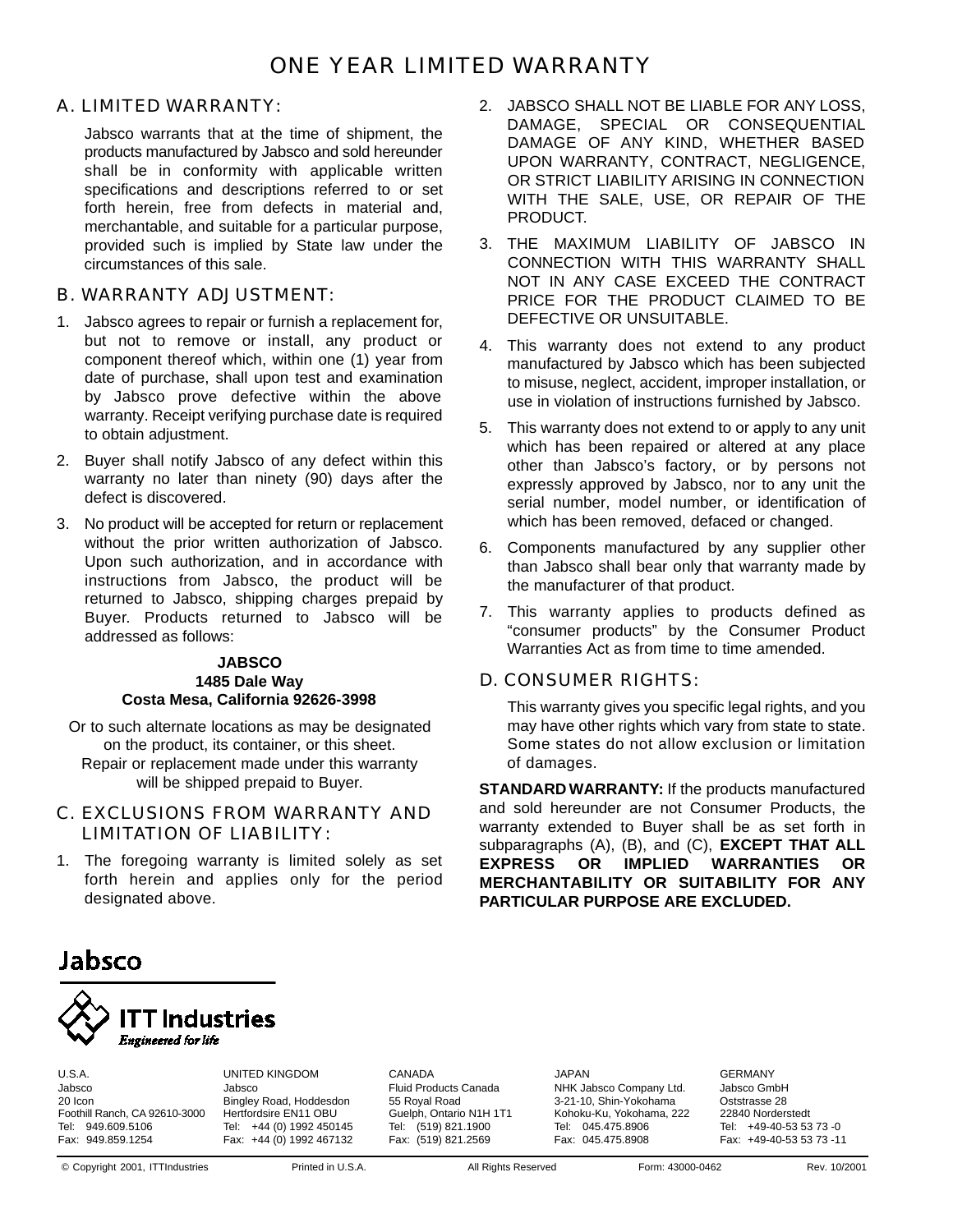#### ONE YEAR LIMITED WARRANTY

## A. LIMITED WARRANTY:

Jabsco warrants that at the time of shipment, the products manufactured by Jabsco and sold hereunder shall be in conformity with applicable written specifications and descriptions referred to or set forth herein, free from defects in material and, merchantable, and suitable for a particular purpose, provided such is implied by State law under the circumstances of this sale.

## B. WARRANTY ADJUSTMENT:

1. Jabsco agrees to repair or furnish a replacement for, but not to remove or install, any product or component thereof which, within one (1) year from date of purchase, shall upon test and examination by Jabsco prove defective within the above warranty. Receipt verifying purchase date is required to obtain adjustment.
2. Buyer shall notify Jabsco of any defect within this warranty no later than ninety (90) days after the defect is discovered.
3. No product will be accepted for return or replacement without the prior written authorization of Jabsco. Upon such authorization, and in accordance with instructions from Jabsco, the product will be returned to Jabsco, shipping charges prepaid by Buyer. Products returned to Jabsco will be addressed as follows:

**JABSCO**
**1485 Dale Way**
**Costa Mesa, California 92626-3998**

Or to such alternate locations as may be designated on the product, its container, or this sheet. Repair or replacement made under this warranty will be shipped prepaid to Buyer.

## C. EXCLUSIONS FROM WARRANTY AND LIMITATION OF LIABILITY:

1. The foregoing warranty is limited solely as set forth herein and applies only for the period designated above.
2. JABSCO SHALL NOT BE LIABLE FOR ANY LOSS, DAMAGE, SPECIAL OR CONSEQUENTIAL DAMAGE OF ANY KIND, WHETHER BASED UPON WARRANTY, CONTRACT, NEGLIGENCE, OR STRICT LIABILITY ARISING IN CONNECTION WITH THE SALE, USE, OR REPAIR OF THE PRODUCT.
3. THE MAXIMUM LIABILITY OF JABSCO IN CONNECTION WITH THIS WARRANTY SHALL NOT IN ANY CASE EXCEED THE CONTRACT PRICE FOR THE PRODUCT CLAIMED TO BE DEFECTIVE OR UNSUITABLE.
4. This warranty does not extend to any product manufactured by Jabsco which has been subjected to misuse, neglect, accident, improper installation, or use in violation of instructions furnished by Jabsco.
5. This warranty does not extend to or apply to any unit which has been repaired or altered at any place other than Jabsco's factory, or by persons not expressly approved by Jabsco, nor to any unit the serial number, model number, or identification of which has been removed, defaced or changed.
6. Components manufactured by any supplier other than Jabsco shall bear only that warranty made by the manufacturer of that product.
7. This warranty applies to products defined as "consumer products" by the Consumer Product Warranties Act as from time to time amended.

## D. CONSUMER RIGHTS:

This warranty gives you specific legal rights, and you may have other rights which vary from state to state. Some states do not allow exclusion or limitation of damages.

**STANDARD WARRANTY:** If the products manufactured and sold hereunder are not Consumer Products, the warranty extended to Buyer shall be as set forth in subparagraphs (A), (B), and (C), **EXCEPT THAT ALL EXPRESS OR IMPLIED WARRANTIES OR MERCHANTABILITY OR SUITABILITY FOR ANY PARTICULAR PURPOSE ARE EXCLUDED.**

Jabsco

ITT Industries
*Engineered for life*

| U.S.A. | UNITED KINGDOM | CANADA | JAPAN | GERMANY |
|---|---|---|---|---|
| Jabsco | Jabsco | Fluid Products Canada | NHK Jabsco Company Ltd. | Jabsco GmbH |
| 20 Icon | Bingley Road, Hoddesdon | 55 Royal Road | 3-21-10, Shin-Yokohama | Oststrasse 28 |
| Foothill Ranch, CA 92610-3000 | Hertfordsire EN11 OBU | Guelph, Ontario N1H 1T1 | Kohoku-Ku, Yokohama, 222 | 22840 Norderstedt |
| Tel: 949.609.5106 | Tel: +44 (0) 1992 450145 | Tel: (519) 821.1900 | Tel: 045.475.8906 | Tel: +49-40-53 53 73 -0 |
| Fax: 949.859.1254 | Fax: +44 (0) 1992 467132 | Fax: (519) 821.2569 | Fax: 045.475.8908 | Fax: +49-40-53 53 73 -11 |

© Copyright 2001, ITTIndustries    Printed in U.S.A.    All Rights Reserved    Form: 43000-0462    Rev. 10/2001